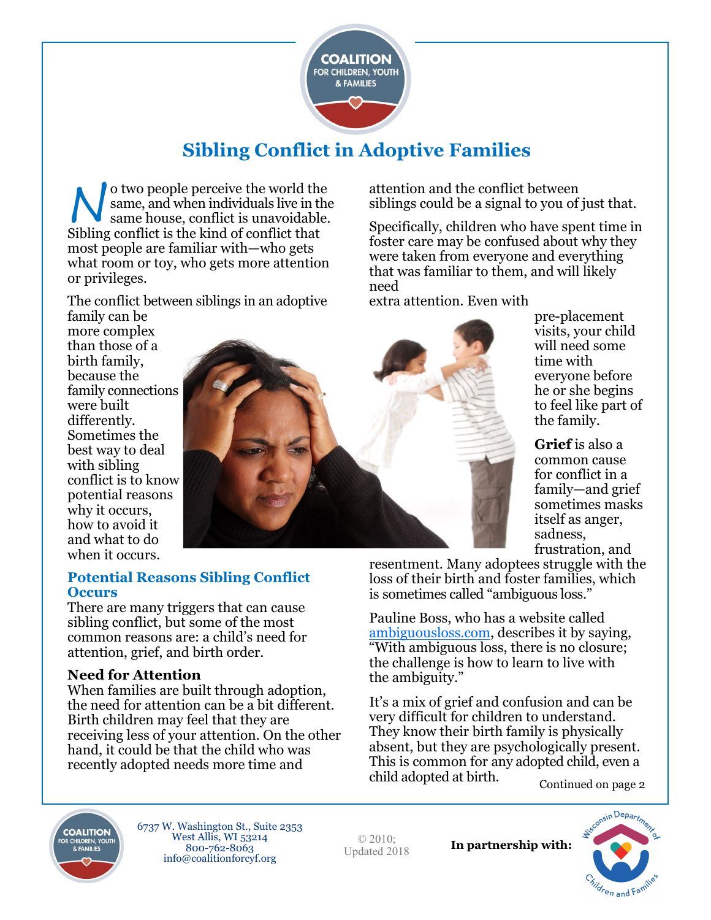# Sibling Conflict in Adoptive Families

No two people perceive the world the same, and when individuals live in the same house, conflict is unavoidable. Sibling conflict is the kind of conflict that most people are familiar with—who gets what room or toy, who gets more attention or privileges.

The conflict between siblings in an adoptive family can be more complex than those of a birth family, because the family connections were built differently. Sometimes the best way to deal with sibling conflict is to know potential reasons why it occurs, how to avoid it and what to do when it occurs.

## Potential Reasons Sibling Conflict Occurs

There are many triggers that can cause sibling conflict, but some of the most common reasons are: a child's need for attention, grief, and birth order.

### Need for Attention

When families are built through adoption, the need for attention can be a bit different. Birth children may feel that they are receiving less of your attention. On the other hand, it could be that the child who was recently adopted needs more time and attention and the conflict between siblings could be a signal to you of just that.

Specifically, children who have spent time in foster care may be confused about why they were taken from everyone and everything that was familiar to them, and will likely need extra attention. Even with pre-placement visits, your child will need some time with everyone before he or she begins to feel like part of the family.

**Grief** is also a common cause for conflict in a family—and grief sometimes masks itself as anger, sadness, frustration, and resentment. Many adoptees struggle with the loss of their birth and foster families, which is sometimes called "ambiguous loss."

Pauline Boss, who has a website called ambiguousloss.com, describes it by saying, "With ambiguous loss, there is no closure; the challenge is how to learn to live with the ambiguity."

It's a mix of grief and confusion and can be very difficult for children to understand. They know their birth family is physically absent, but they are psychologically present. This is common for any adopted child, even a child adopted at birth.

Continued on page 2

6737 W. Washington St., Suite 2353
West Allis, WI 53214
800-762-8063
info@coalitionforcyf.org

© 2010; Updated 2018

**In partnership with:** Wisconsin Department of Children and Families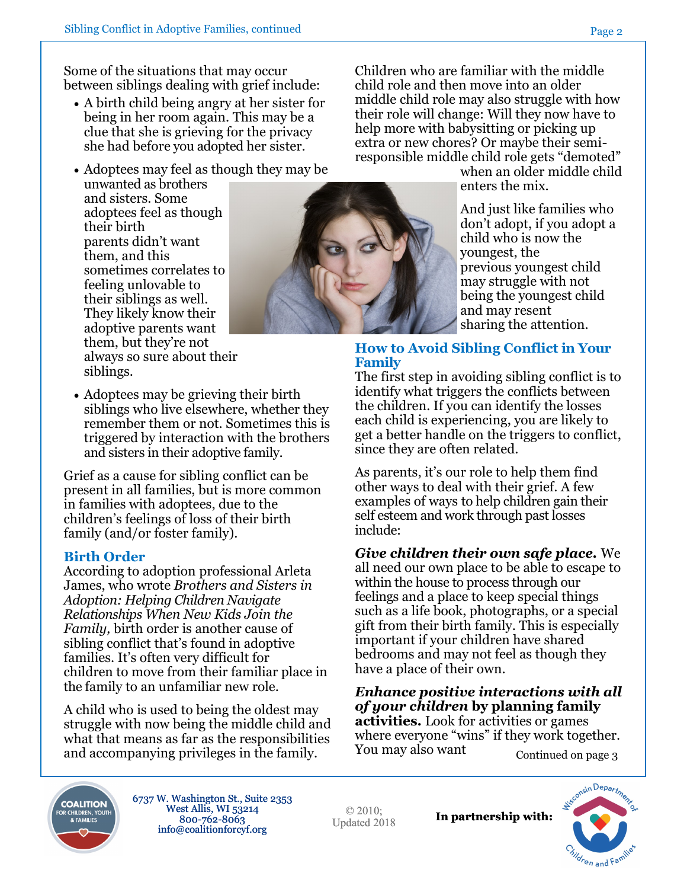Some of the situations that may occur between siblings dealing with grief include:

- A birth child being angry at her sister for being in her room again. This may be a clue that she is grieving for the privacy she had before you adopted her sister.
- Adoptees may feel as though they may be unwanted as brothers and sisters. Some adoptees feel as though their birth parents didn't want them, and this sometimes correlates to feeling unlovable to their siblings as well. They likely know their adoptive parents want them, but they're not always so sure about their siblings.
- Adoptees may be grieving their birth siblings who live elsewhere, whether they remember them or not. Sometimes this is triggered by interaction with the brothers and sisters in their adoptive family.

Grief as a cause for sibling conflict can be present in all families, but is more common in families with adoptees, due to the children's feelings of loss of their birth family (and/or foster family).

## Birth Order

According to adoption professional Arleta James, who wrote *Brothers and Sisters in Adoption: Helping Children Navigate Relationships When New Kids Join the Family,* birth order is another cause of sibling conflict that's found in adoptive families. It's often very difficult for children to move from their familiar place in the family to an unfamiliar new role.

A child who is used to being the oldest may struggle with now being the middle child and what that means as far as the responsibilities and accompanying privileges in the family.

Children who are familiar with the middle child role and then move into an older middle child role may also struggle with how their role will change: Will they now have to help more with babysitting or picking up extra or new chores? Or maybe their semi-responsible middle child role gets "demoted" when an older middle child enters the mix.

And just like families who don't adopt, if you adopt a child who is now the youngest, the previous youngest child may struggle with not being the youngest child and may resent sharing the attention.

## How to Avoid Sibling Conflict in Your Family

The first step in avoiding sibling conflict is to identify what triggers the conflicts between the children. If you can identify the losses each child is experiencing, you are likely to get a better handle on the triggers to conflict, since they are often related.

As parents, it's our role to help them find other ways to deal with their grief. A few examples of ways to help children gain their self esteem and work through past losses include:

***Give children their own safe place.*** We all need our own place to be able to escape to within the house to process through our feelings and a place to keep special things such as a life book, photographs, or a special gift from their birth family. This is especially important if your children have shared bedrooms and may not feel as though they have a place of their own.

***Enhance positive interactions with all of your children* by planning family activities.** Look for activities or games where everyone "wins" if they work together. You may also want

Continued on page 3

6737 W. Washington St., Suite 2353
West Allis, WI 53214
800-762-8063
info@coalitionforcyf.org

© 2010; Updated 2018

**In partnership with:**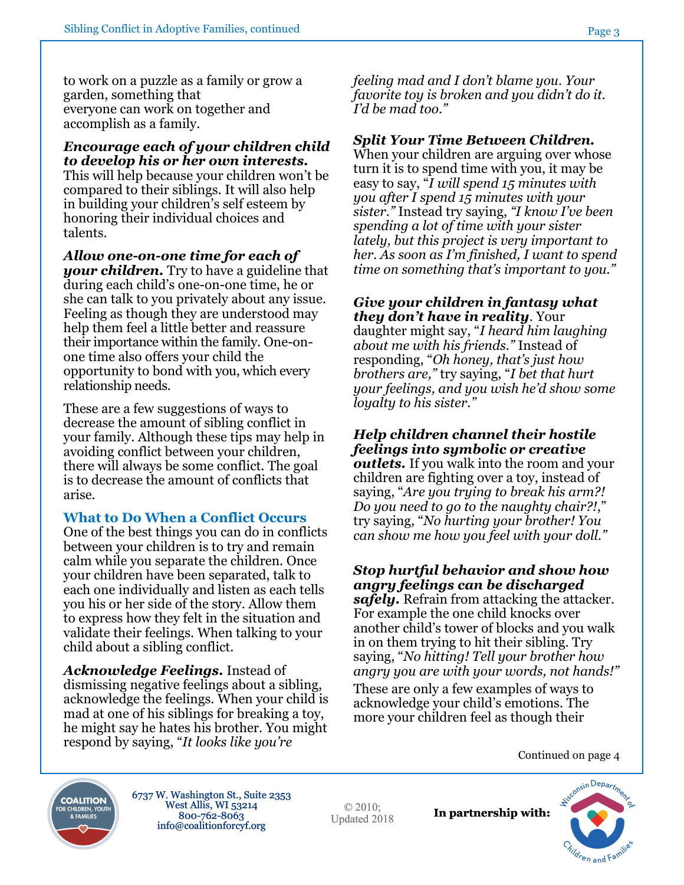to work on a puzzle as a family or grow a garden, something that everyone can work on together and accomplish as a family.

***Encourage each of your children child to develop his or her own interests.*** This will help because your children won't be compared to their siblings. It will also help in building your children's self esteem by honoring their individual choices and talents.

***Allow one-on-one time for each of your children.*** Try to have a guideline that during each child's one-on-one time, he or she can talk to you privately about any issue. Feeling as though they are understood may help them feel a little better and reassure their importance within the family. One-on-one time also offers your child the opportunity to bond with you, which every relationship needs.

These are a few suggestions of ways to decrease the amount of sibling conflict in your family. Although these tips may help in avoiding conflict between your children, there will always be some conflict. The goal is to decrease the amount of conflicts that arise.

## What to Do When a Conflict Occurs

One of the best things you can do in conflicts between your children is to try and remain calm while you separate the children. Once your children have been separated, talk to each one individually and listen as each tells you his or her side of the story. Allow them to express how they felt in the situation and validate their feelings. When talking to your child about a sibling conflict.

***Acknowledge Feelings.*** Instead of dismissing negative feelings about a sibling, acknowledge the feelings. When your child is mad at one of his siblings for breaking a toy, he might say he hates his brother. You might respond by saying, "*It looks like you're feeling mad and I don't blame you. Your favorite toy is broken and you didn't do it. I'd be mad too.*"

***Split Your Time Between Children.*** When your children are arguing over whose turn it is to spend time with you, it may be easy to say, "*I will spend 15 minutes with you after I spend 15 minutes with your sister.*" Instead try saying, "*I know I've been spending a lot of time with your sister lately, but this project is very important to her. As soon as I'm finished, I want to spend time on something that's important to you.*"

***Give your children in fantasy what they don't have in reality***. Your daughter might say, "*I heard him laughing about me with his friends.*" Instead of responding, "*Oh honey, that's just how brothers are,*" try saying, "*I bet that hurt your feelings, and you wish he'd show some loyalty to his sister.*"

***Help children channel their hostile feelings into symbolic or creative outlets.*** If you walk into the room and your children are fighting over a toy, instead of saying, "*Are you trying to break his arm?! Do you need to go to the naughty chair?!,*" try saying, "*No hurting your brother! You can show me how you feel with your doll.*"

***Stop hurtful behavior and show how angry feelings can be discharged safely.*** Refrain from attacking the attacker. For example the one child knocks over another child's tower of blocks and you walk in on them trying to hit their sibling. Try saying, "*No hitting! Tell your brother how angry you are with your words, not hands!*"

These are only a few examples of ways to acknowledge your child's emotions. The more your children feel as though their

Continued on page 4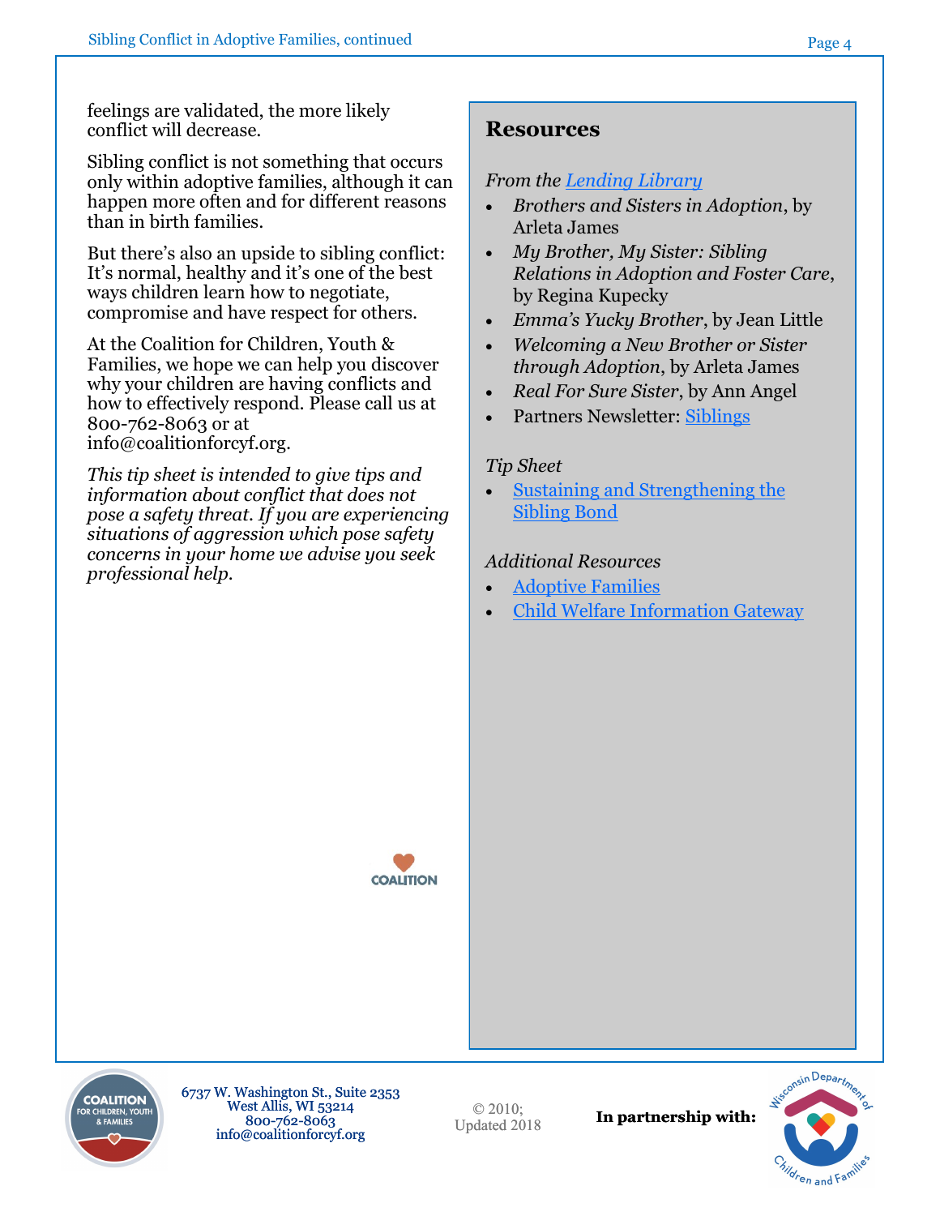feelings are validated, the more likely conflict will decrease.

Sibling conflict is not something that occurs only within adoptive families, although it can happen more often and for different reasons than in birth families.

But there's also an upside to sibling conflict: It's normal, healthy and it's one of the best ways children learn how to negotiate, compromise and have respect for others.

At the Coalition for Children, Youth & Families, we hope we can help you discover why your children are having conflicts and how to effectively respond. Please call us at 800-762-8063 or at info@coalitionforcyf.org.

*This tip sheet is intended to give tips and information about conflict that does not pose a safety threat. If you are experiencing situations of aggression which pose safety concerns in your home we advise you seek professional help.*

## Resources

*From the Lending Library*

- *Brothers and Sisters in Adoption*, by Arleta James
- *My Brother, My Sister: Sibling Relations in Adoption and Foster Care*, by Regina Kupecky
- *Emma's Yucky Brother*, by Jean Little
- *Welcoming a New Brother or Sister through Adoption*, by Arleta James
- *Real For Sure Sister*, by Ann Angel
- Partners Newsletter: Siblings

*Tip Sheet*

- Sustaining and Strengthening the Sibling Bond

*Additional Resources*

- Adoptive Families
- Child Welfare Information Gateway

6737 W. Washington St., Suite 2353
West Allis, WI 53214
800-762-8063
info@coalitionforcyf.org

© 2010; Updated 2018

**In partnership with:** Wisconsin Department of Children and Families